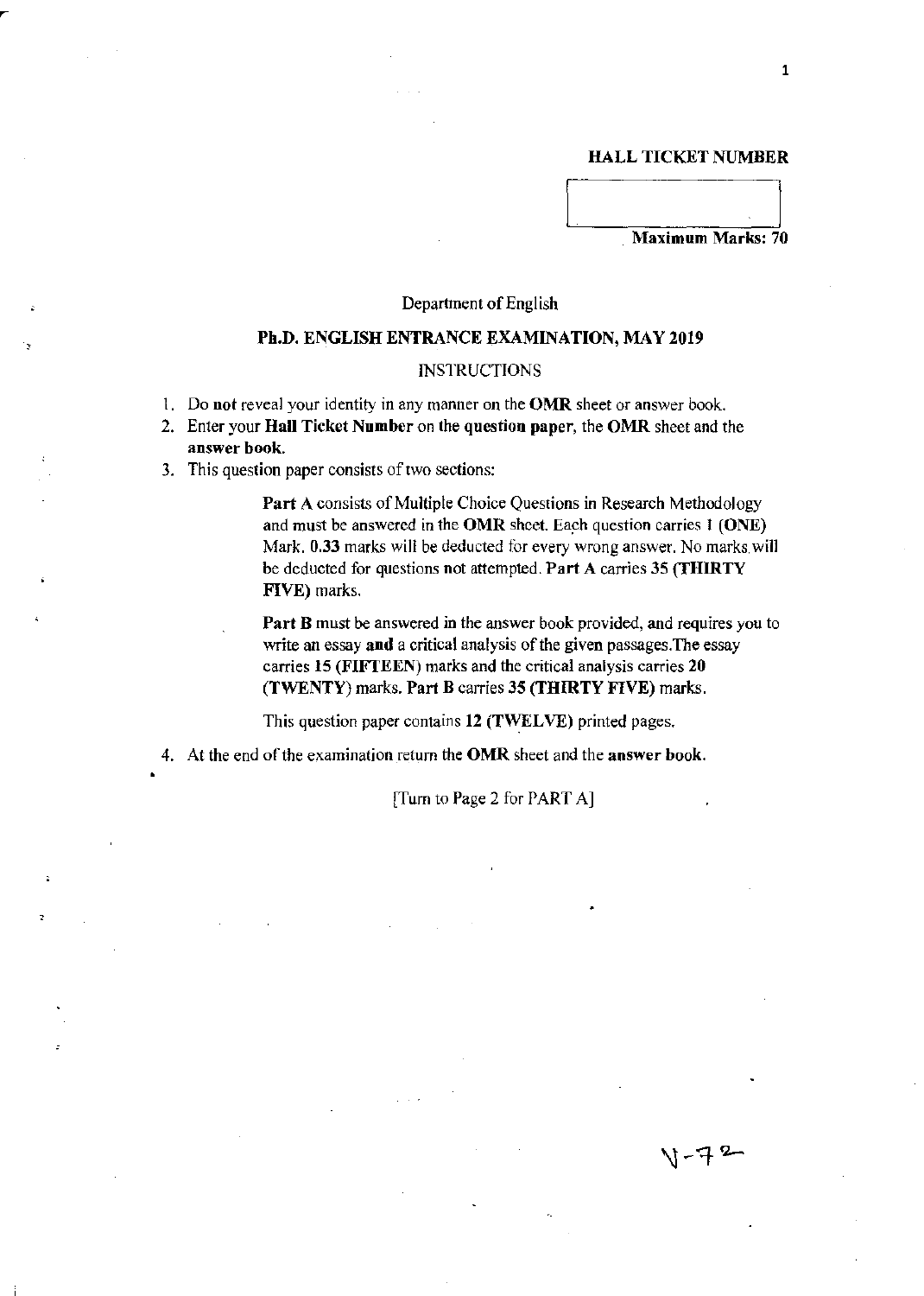**HALL TICKET NUMBER**

**Maximum Marks: 70**

Department of English

## Ph.D. ENGLISH ENTRANCE EXAMINATION, MAY 2019

### INSTRUCTIONS

1. Do **not** reveal your identity in any manner on the **OMR** sheet or answer book.
2. Enter your **Hall Ticket Number** on the **question paper**, the **OMR** sheet and the **answer book.**
3. This question paper consists of two sections:

   **Part A** consists of Multiple Choice Questions in Research Methodology and must be answered in the **OMR** sheet. Each question carries 1 (**ONE**) Mark. **0.33** marks will be deducted for every wrong answer. No marks will be deducted for questions **not** attempted. **Part A** carries **35 (THIRTY FIVE)** marks.

   **Part B** must be answered in the answer book provided, and requires you to write an essay **and** a critical analysis of the given passages. The essay carries **15 (FIFTEEN)** marks and the critical analysis carries **20 (TWENTY)** marks. **Part B** carries **35 (THIRTY FIVE)** marks.

   This question paper contains **12 (TWELVE)** printed pages.

4. At the end of the examination return the **OMR** sheet and the **answer book.**

[Turn to Page 2 for PART A]

V-72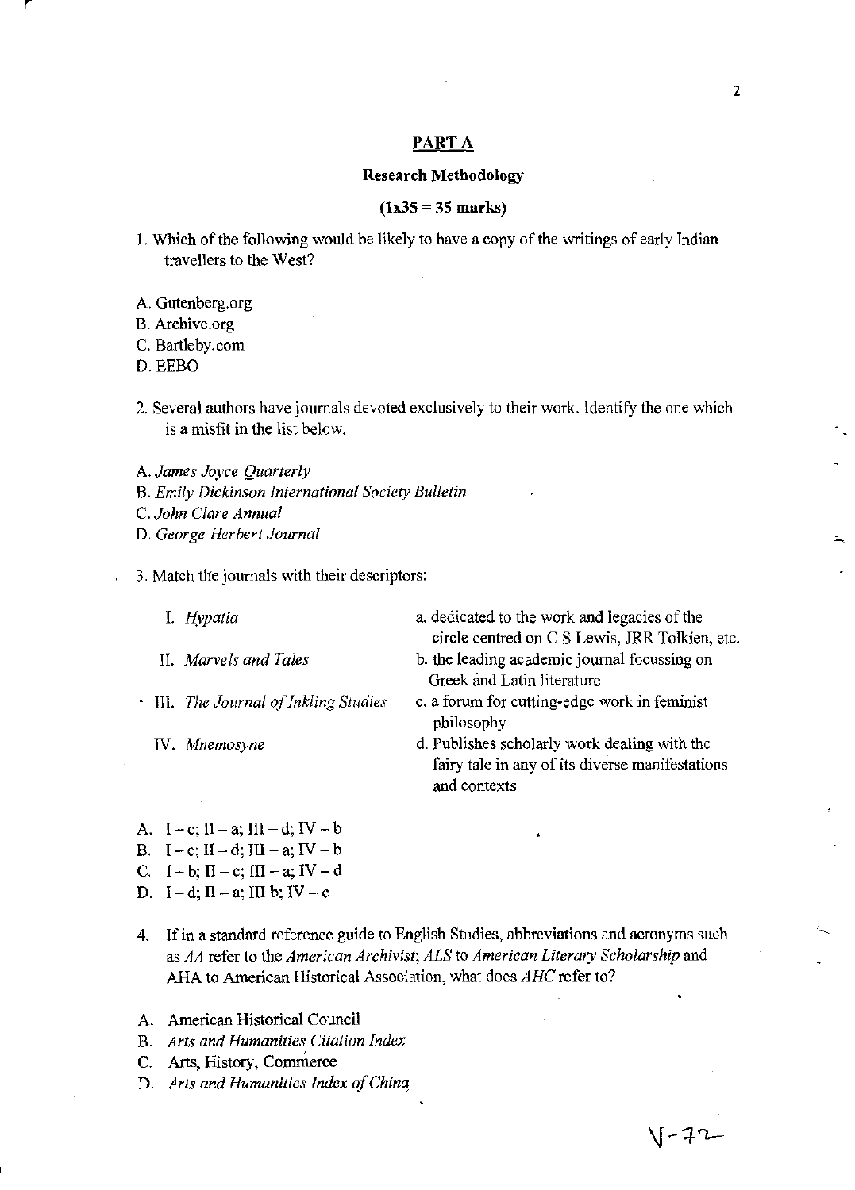## PART A

### Research Methodology

**(1x35 = 35 marks)**

1. Which of the following would be likely to have a copy of the writings of early Indian travellers to the West?

A. Gutenberg.org
B. Archive.org
C. Bartleby.com
D. EEBO

2. Several authors have journals devoted exclusively to their work. Identify the one which is a misfit in the list below.

A. *James Joyce Quarterly*
B. *Emily Dickinson International Society Bulletin*
C. *John Clare Annual*
D. *George Herbert Journal*

3. Match the journals with their descriptors:

| | |
|---|---|
| I. *Hypatia* | a. dedicated to the work and legacies of the circle centred on C S Lewis, JRR Tolkien, etc. |
| II. *Marvels and Tales* | b. the leading academic journal focussing on Greek and Latin literature |
| III. *The Journal of Inkling Studies* | c. a forum for cutting-edge work in feminist philosophy |
| IV. *Mnemosyne* | d. Publishes scholarly work dealing with the fairy tale in any of its diverse manifestations and contexts |

A. I – c; II – a; III – d; IV – b
B. I – c; II – d; III – a; IV – b
C. I – b; II – c; III – a; IV – d
D. I – d; II – a; III b; IV – c

4. If in a standard reference guide to English Studies, abbreviations and acronyms such as *AA* refer to the *American Archivist*; *ALS* to *American Literary Scholarship* and AHA to American Historical Association, what does *AHC* refer to?

A. American Historical Council
B. *Arts and Humanities Citation Index*
C. Arts, History, Commerce
D. *Arts and Humanities Index of China*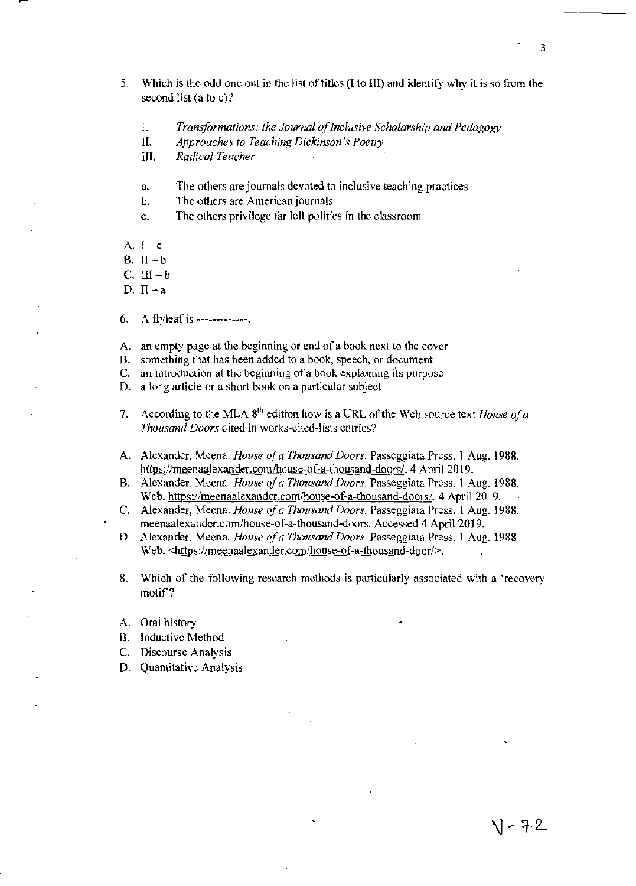5. Which is the odd one out in the list of titles (I to III) and identify why it is so from the second list (a to c)?

   I. *Transformations: the Journal of Inclusive Scholarship and Pedagogy*
   II. *Approaches to Teaching Dickinson's Poetry*
   III. *Radical Teacher*

   a. The others are journals devoted to inclusive teaching practices
   b. The others are American journals
   c. The others privilege far left politics in the classroom

A. I – c
B. II – b
C. III – b
D. II – a

6. A flyleaf is -------------.

A. an empty page at the beginning or end of a book next to the cover
B. something that has been added to a book, speech, or document
C. an introduction at the beginning of a book explaining its purpose
D. a long article or a short book on a particular subject

7. According to the MLA 8th edition how is a URL of the Web source text *House of a Thousand Doors* cited in works-cited-lists entries?

A. Alexander, Meena. *House of a Thousand Doors.* Passeggiata Press. 1 Aug. 1988. https://meenaalexander.com/house-of-a-thousand-doors/. 4 April 2019.
B. Alexander, Meena. *House of a Thousand Doors.* Passeggiata Press. 1 Aug. 1988. Web. https://meenaalexander.com/house-of-a-thousand-doors/. 4 April 2019.
C. Alexander, Meena. *House of a Thousand Doors.* Passeggiata Press. 1 Aug. 1988. meenaalexander.com/house-of-a-thousand-doors. Accessed 4 April 2019.
D. Alexander, Meena. *House of a Thousand Doors.* Passeggiata Press. 1 Aug. 1988. Web. <https://meenaalexander.com/house-of-a-thousand-door/>.

8. Which of the following research methods is particularly associated with a 'recovery motif'?

A. Oral history
B. Inductive Method
C. Discourse Analysis
D. Quantitative Analysis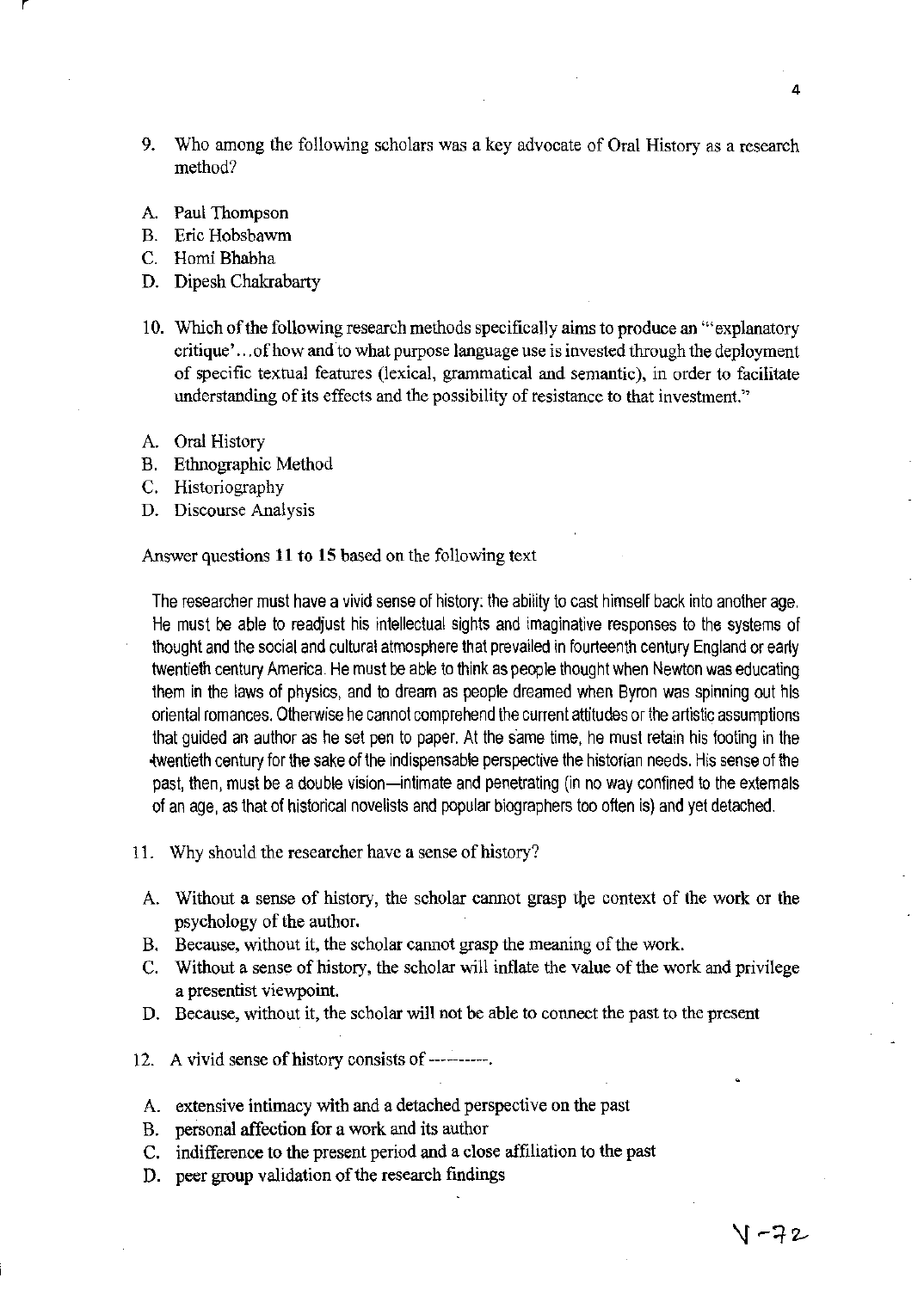9. Who among the following scholars was a key advocate of Oral History as a research method?

A. Paul Thompson
B. Eric Hobsbawm
C. Homi Bhabha
D. Dipesh Chakrabarty

10. Which of the following research methods specifically aims to produce an "'explanatory critique'...of how and to what purpose language use is invested through the deployment of specific textual features (lexical, grammatical and semantic), in order to facilitate understanding of its effects and the possibility of resistance to that investment."

A. Oral History
B. Ethnographic Method
C. Historiography
D. Discourse Analysis

Answer questions **11 to 15** based on the following text

> The researcher must have a vivid sense of history: the ability to cast himself back into another age. He must be able to readjust his intellectual sights and imaginative responses to the systems of thought and the social and cultural atmosphere that prevailed in fourteenth century England or early twentieth century America. He must be able to think as people thought when Newton was educating them in the laws of physics, and to dream as people dreamed when Byron was spinning out his oriental romances. Otherwise he cannot comprehend the current attitudes or the artistic assumptions that guided an author as he set pen to paper. At the same time, he must retain his footing in the twentieth century for the sake of the indispensable perspective the historian needs. His sense of the past, then, must be a double vision—intimate and penetrating (in no way confined to the externals of an age, as that of historical novelists and popular biographers too often is) and yet detached.

11. Why should the researcher have a sense of history?

A. Without a sense of history, the scholar cannot grasp the context of the work or the psychology of the author.
B. Because, without it, the scholar cannot grasp the meaning of the work.
C. Without a sense of history, the scholar will inflate the value of the work and privilege a presentist viewpoint.
D. Because, without it, the scholar will not be able to connect the past to the present

12. A vivid sense of history consists of ----------.

A. extensive intimacy with and a detached perspective on the past
B. personal affection for a work and its author
C. indifference to the present period and a close affiliation to the past
D. peer group validation of the research findings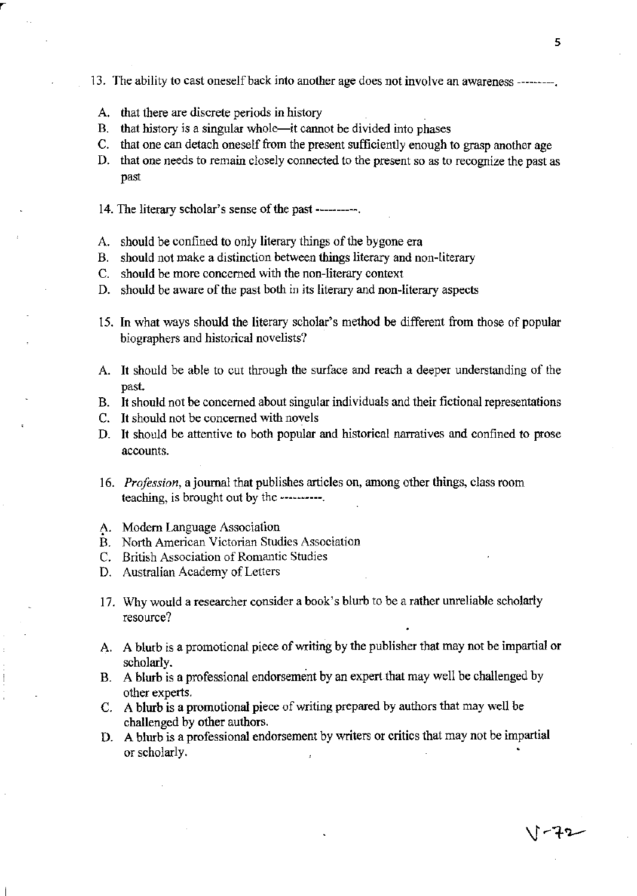13. The ability to cast oneself back into another age does not involve an awareness --------.

A. that there are discrete periods in history
B. that history is a singular whole—it cannot be divided into phases
C. that one can detach oneself from the present sufficiently enough to grasp another age
D. that one needs to remain closely connected to the present so as to recognize the past as past

14. The literary scholar's sense of the past ----------.

A. should be confined to only literary things of the bygone era
B. should not make a distinction between things literary and non-literary
C. should be more concerned with the non-literary context
D. should be aware of the past both in its literary and non-literary aspects

15. In what ways should the literary scholar's method be different from those of popular biographers and historical novelists?

A. It should be able to cut through the surface and reach a deeper understanding of the past.
B. It should not be concerned about singular individuals and their fictional representations
C. It should not be concerned with novels
D. It should be attentive to both popular and historical narratives and confined to prose accounts.

16. *Profession*, a journal that publishes articles on, among other things, class room teaching, is brought out by the ----------.

A. Modern Language Association
B. North American Victorian Studies Association
C. British Association of Romantic Studies
D. Australian Academy of Letters

17. Why would a researcher consider a book's blurb to be a rather unreliable scholarly resource?

A. A blurb is a promotional piece of writing by the publisher that may not be impartial or scholarly.
B. A blurb is a professional endorsement by an expert that may well be challenged by other experts.
C. A blurb is a promotional piece of writing prepared by authors that may well be challenged by other authors.
D. A blurb is a professional endorsement by writers or critics that may not be impartial or scholarly.

V-72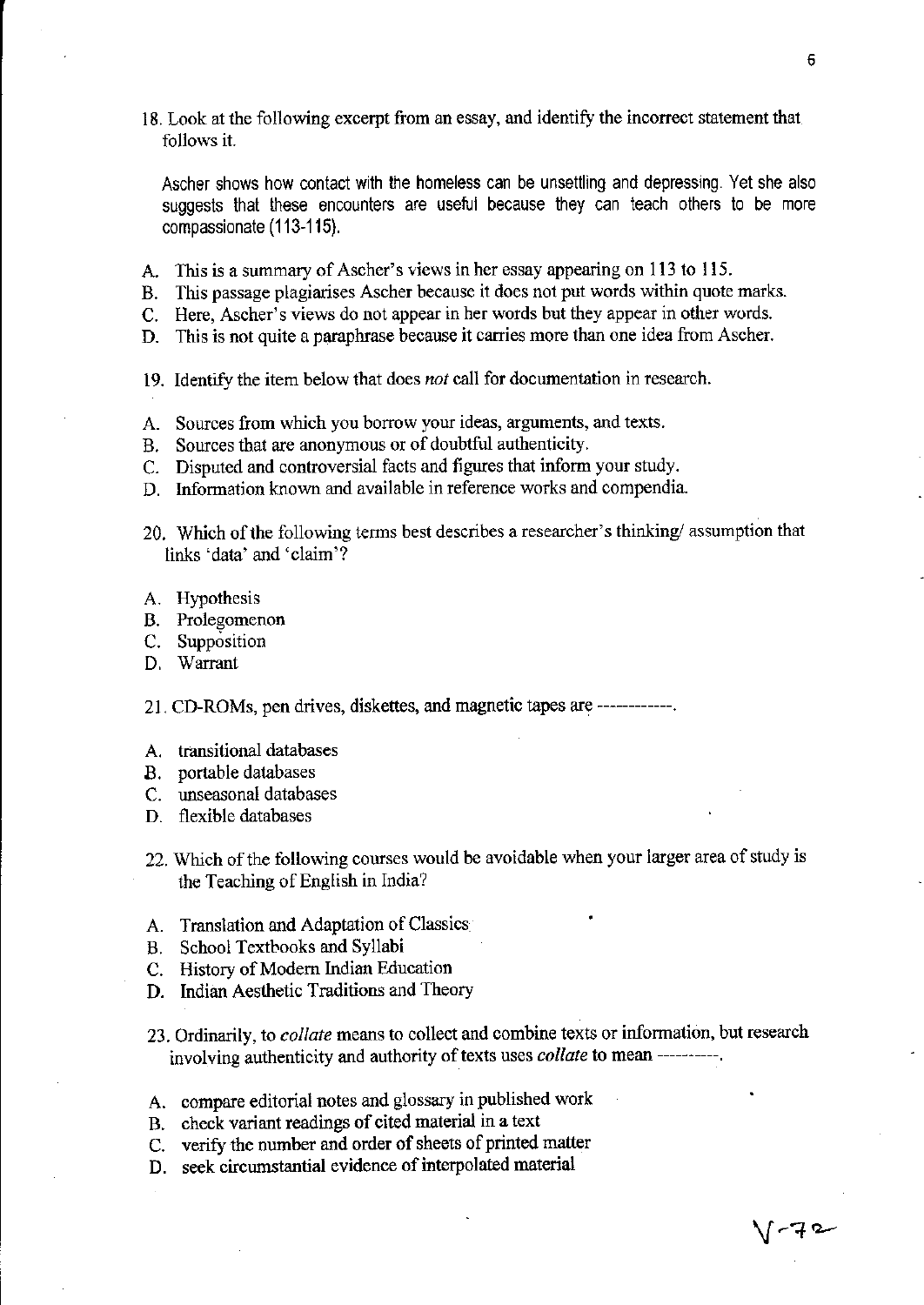18. Look at the following excerpt from an essay, and identify the incorrect statement that follows it.

Ascher shows how contact with the homeless can be unsettling and depressing. Yet she also suggests that these encounters are useful because they can teach others to be more compassionate (113-115).

A. This is a summary of Ascher's views in her essay appearing on 113 to 115.
B. This passage plagiarises Ascher because it does not put words within quote marks.
C. Here, Ascher's views do not appear in her words but they appear in other words.
D. This is not quite a paraphrase because it carries more than one idea from Ascher.

19. Identify the item below that does *not* call for documentation in research.

A. Sources from which you borrow your ideas, arguments, and texts.
B. Sources that are anonymous or of doubtful authenticity.
C. Disputed and controversial facts and figures that inform your study.
D. Information known and available in reference works and compendia.

20. Which of the following terms best describes a researcher's thinking/ assumption that links 'data' and 'claim'?

A. Hypothesis
B. Prolegomenon
C. Supposition
D. Warrant

21. CD-ROMs, pen drives, diskettes, and magnetic tapes are -----------.

A. transitional databases
B. portable databases
C. unseasonal databases
D. flexible databases

22. Which of the following courses would be avoidable when your larger area of study is the Teaching of English in India?

A. Translation and Adaptation of Classics
B. School Textbooks and Syllabi
C. History of Modern Indian Education
D. Indian Aesthetic Traditions and Theory

23. Ordinarily, to *collate* means to collect and combine texts or information, but research involving authenticity and authority of texts uses *collate* to mean ---------.

A. compare editorial notes and glossary in published work
B. check variant readings of cited material in a text
C. verify the number and order of sheets of printed matter
D. seek circumstantial evidence of interpolated material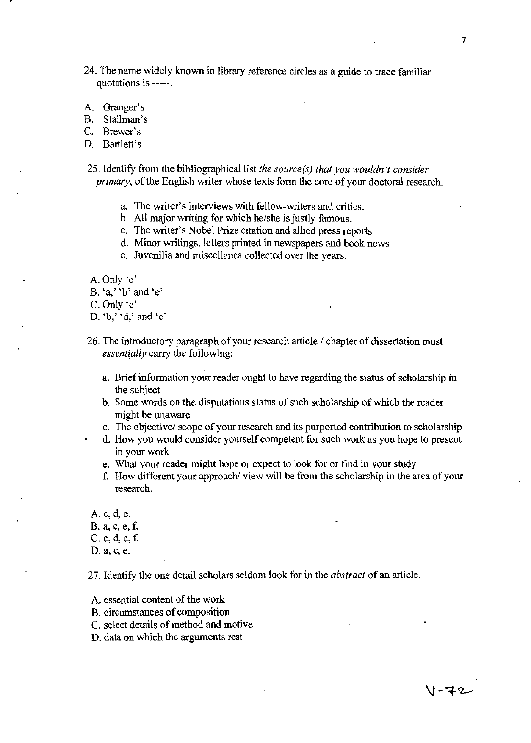24. The name widely known in library reference circles as a guide to trace familiar quotations is -----.

A. Granger's
B. Stallman's
C. Brewer's
D. Bartlett's

25. Identify from the bibliographical list *the source(s) that you wouldn't consider primary*, of the English writer whose texts form the core of your doctoral research.

a. The writer's interviews with fellow-writers and critics.
b. All major writing for which he/she is justly famous.
c. The writer's Nobel Prize citation and allied press reports
d. Minor writings, letters printed in newspapers and book news
e. Juvenilia and miscellanea collected over the years.

A. Only 'e'
B. 'a,' 'b' and 'e'
C. Only 'c'
D. 'b,' 'd,' and 'e'

26. The introductory paragraph of your research article / chapter of dissertation must *essentially* carry the following:

a. Brief information your reader ought to have regarding the status of scholarship in the subject
b. Some words on the disputatious status of such scholarship of which the reader might be unaware
c. The objective/ scope of your research and its purported contribution to scholarship
d. How you would consider yourself competent for such work as you hope to present in your work
e. What your reader might hope or expect to look for or find in your study
f. How different your approach/ view will be from the scholarship in the area of your research.

A. c, d, e.
B. a, c, e, f.
C. c, d, e, f.
D. a, c, e.

27. Identify the one detail scholars seldom look for in the *abstract* of an article.

A. essential content of the work
B. circumstances of composition
C. select details of method and motive
D. data on which the arguments rest

V-72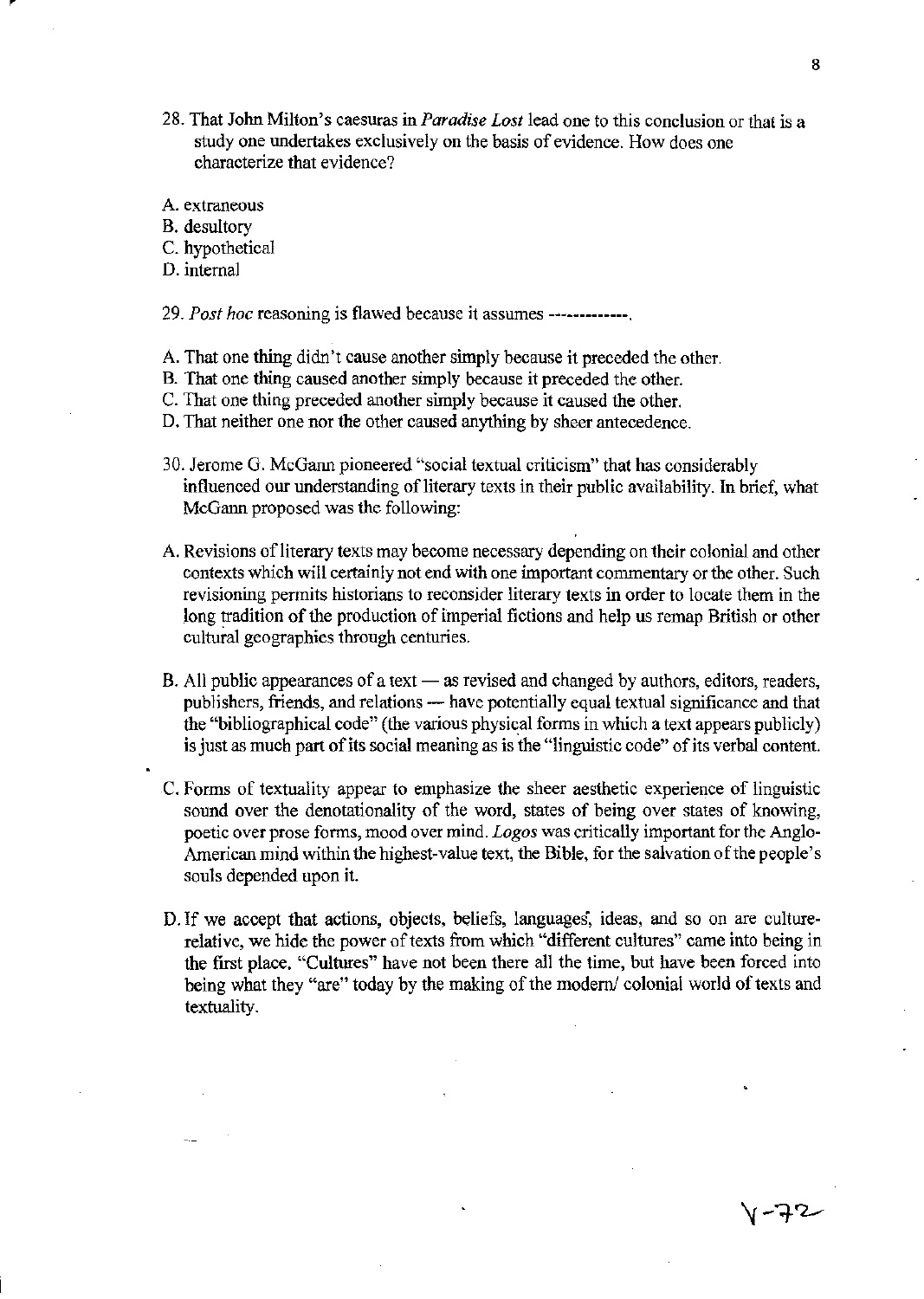28. That John Milton's caesuras in *Paradise Lost* lead one to this conclusion or that is a study one undertakes exclusively on the basis of evidence. How does one characterize that evidence?

A. extraneous
B. desultory
C. hypothetical
D. internal

29. *Post hoc* reasoning is flawed because it assumes -------------.

A. That one thing didn't cause another simply because it preceded the other.
B. That one thing caused another simply because it preceded the other.
C. That one thing preceded another simply because it caused the other.
D. That neither one nor the other caused anything by sheer antecedence.

30. Jerome G. McGann pioneered "social textual criticism" that has considerably influenced our understanding of literary texts in their public availability. In brief, what McGann proposed was the following:

A. Revisions of literary texts may become necessary depending on their colonial and other contexts which will certainly not end with one important commentary or the other. Such revisioning permits historians to reconsider literary texts in order to locate them in the long tradition of the production of imperial fictions and help us remap British or other cultural geographies through centuries.

B. All public appearances of a text — as revised and changed by authors, editors, readers, publishers, friends, and relations — have potentially equal textual significance and that the "bibliographical code" (the various physical forms in which a text appears publicly) is just as much part of its social meaning as is the "linguistic code" of its verbal content.

C. Forms of textuality appear to emphasize the sheer aesthetic experience of linguistic sound over the denotationality of the word, states of being over states of knowing, poetic over prose forms, mood over mind. *Logos* was critically important for the Anglo-American mind within the highest-value text, the Bible, for the salvation of the people's souls depended upon it.

D. If we accept that actions, objects, beliefs, languages, ideas, and so on are culture-relative, we hide the power of texts from which "different cultures" came into being in the first place. "Cultures" have not been there all the time, but have been forced into being what they "are" today by the making of the modern/ colonial world of texts and textuality.

V-72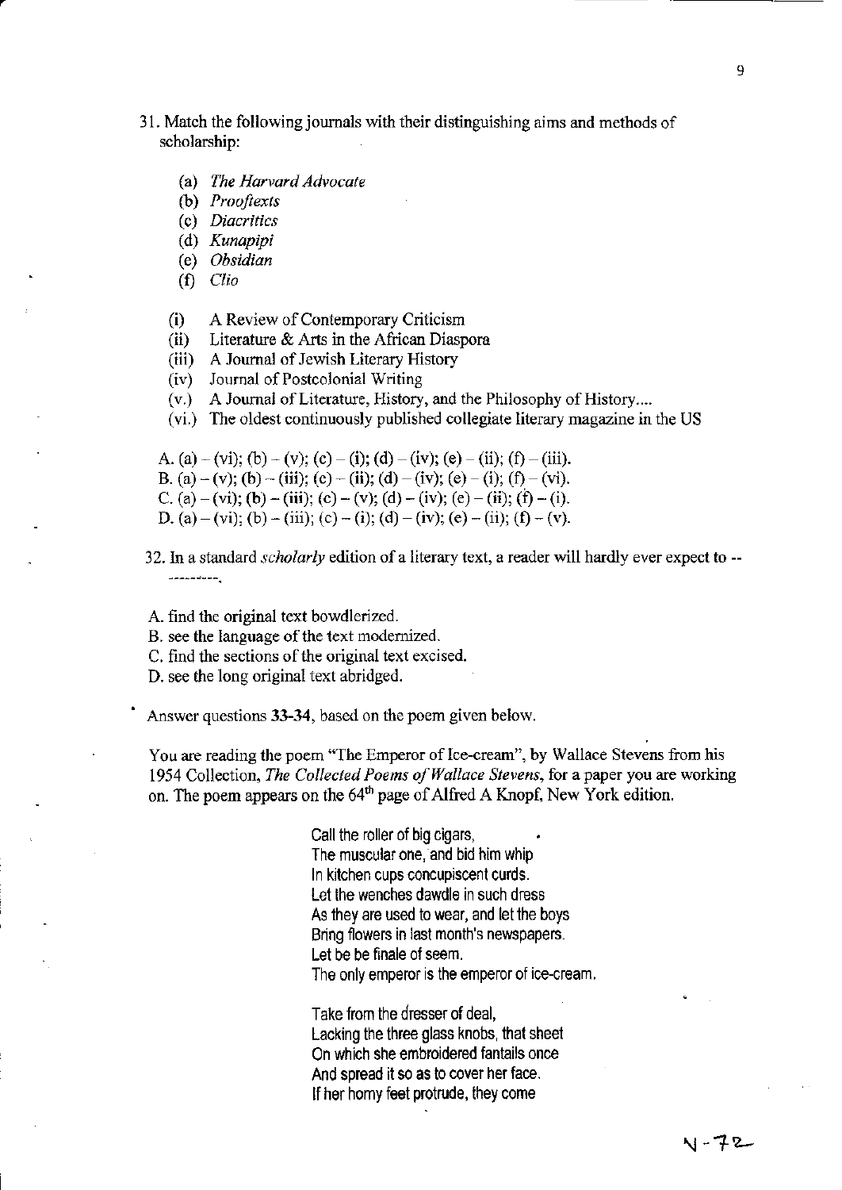31. Match the following journals with their distinguishing aims and methods of scholarship:

   (a) *The Harvard Advocate*
   (b) *Prooftexts*
   (c) *Diacritics*
   (d) *Kunapipi*
   (e) *Obsidian*
   (f) *Clio*

   (i) A Review of Contemporary Criticism
   (ii) Literature & Arts in the African Diaspora
   (iii) A Journal of Jewish Literary History
   (iv) Journal of Postcolonial Writing
   (v.) A Journal of Literature, History, and the Philosophy of History....
   (vi.) The oldest continuously published collegiate literary magazine in the US

   A. (a) – (vi); (b) – (v); (c) – (i); (d) – (iv); (e) – (ii); (f) – (iii).
   B. (a) – (v); (b) – (iii); (c) – (ii); (d) – (iv); (e) – (i); (f) – (vi).
   C. (a) – (vi); (b) – (iii); (c) – (v); (d) – (iv); (e) – (ii); (f) – (i).
   D. (a) – (vi); (b) – (iii); (c) – (i); (d) – (iv); (e) – (ii); (f) – (v).

32. In a standard *scholarly* edition of a literary text, a reader will hardly ever expect to ----------.

   A. find the original text bowdlerized.
   B. see the language of the text modernized.
   C. find the sections of the original text excised.
   D. see the long original text abridged.

Answer questions **33-34**, based on the poem given below.

You are reading the poem "The Emperor of Ice-cream", by Wallace Stevens from his 1954 Collection, *The Collected Poems of Wallace Stevens*, for a paper you are working on. The poem appears on the 64th page of Alfred A Knopf, New York edition.

> Call the roller of big cigars,
> The muscular one, and bid him whip
> In kitchen cups concupiscent curds.
> Let the wenches dawdle in such dress
> As they are used to wear, and let the boys
> Bring flowers in last month's newspapers.
> Let be be finale of seem.
> The only emperor is the emperor of ice-cream.
>
> Take from the dresser of deal,
> Lacking the three glass knobs, that sheet
> On which she embroidered fantails once
> And spread it so as to cover her face.
> If her horny feet protrude, they come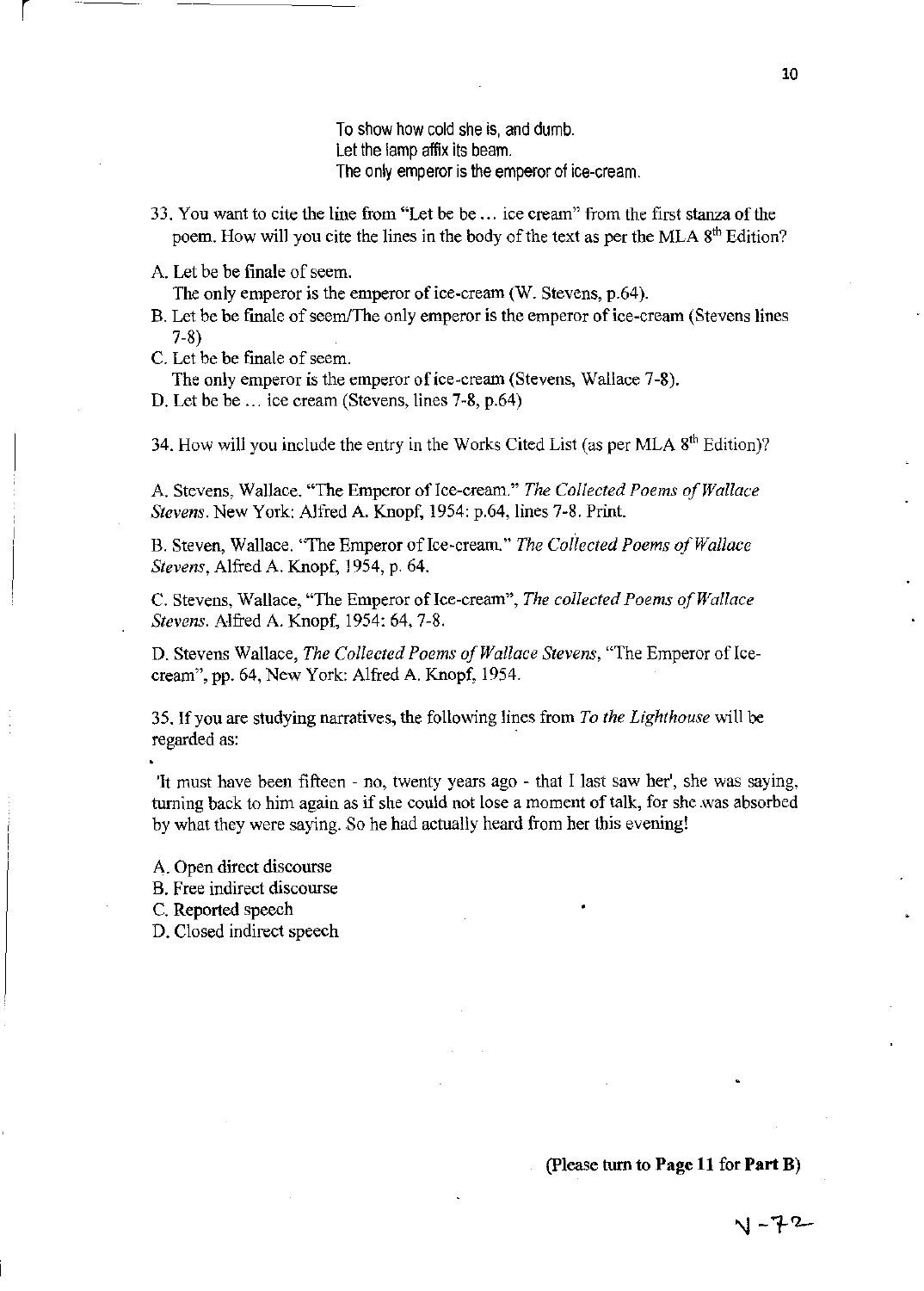To show how cold she is, and dumb.
Let the lamp affix its beam.
The only emperor is the emperor of ice-cream.

33. You want to cite the line from "Let be be ... ice cream" from the first stanza of the poem. How will you cite the lines in the body of the text as per the MLA 8th Edition?

A. Let be be finale of seem.
The only emperor is the emperor of ice-cream (W. Stevens, p.64).

B. Let be be finale of seem/The only emperor is the emperor of ice-cream (Stevens lines 7-8)

C. Let be be finale of seem.
The only emperor is the emperor of ice-cream (Stevens, Wallace 7-8).

D. Let be be ... ice cream (Stevens, lines 7-8, p.64)

34. How will you include the entry in the Works Cited List (as per MLA 8th Edition)?

A. Stevens, Wallace. "The Emperor of Ice-cream." *The Collected Poems of Wallace Stevens*. New York: Alfred A. Knopf, 1954: p.64, lines 7-8. Print.

B. Steven, Wallace. "The Emperor of Ice-cream." *The Collected Poems of Wallace Stevens*, Alfred A. Knopf, 1954, p. 64.

C. Stevens, Wallace, "The Emperor of Ice-cream", *The collected Poems of Wallace Stevens*. Alfred A. Knopf, 1954: 64, 7-8.

D. Stevens Wallace, *The Collected Poems of Wallace Stevens*, "The Emperor of Ice-cream", pp. 64, New York: Alfred A. Knopf, 1954.

35. If you are studying narratives, the following lines from *To the Lighthouse* will be regarded as:

'It must have been fifteen - no, twenty years ago - that I last saw her', she was saying, turning back to him again as if she could not lose a moment of talk, for she was absorbed by what they were saying. So he had actually heard from her this evening!

A. Open direct discourse
B. Free indirect discourse
C. Reported speech
D. Closed indirect speech

(Please turn to **Page 11** for **Part B**)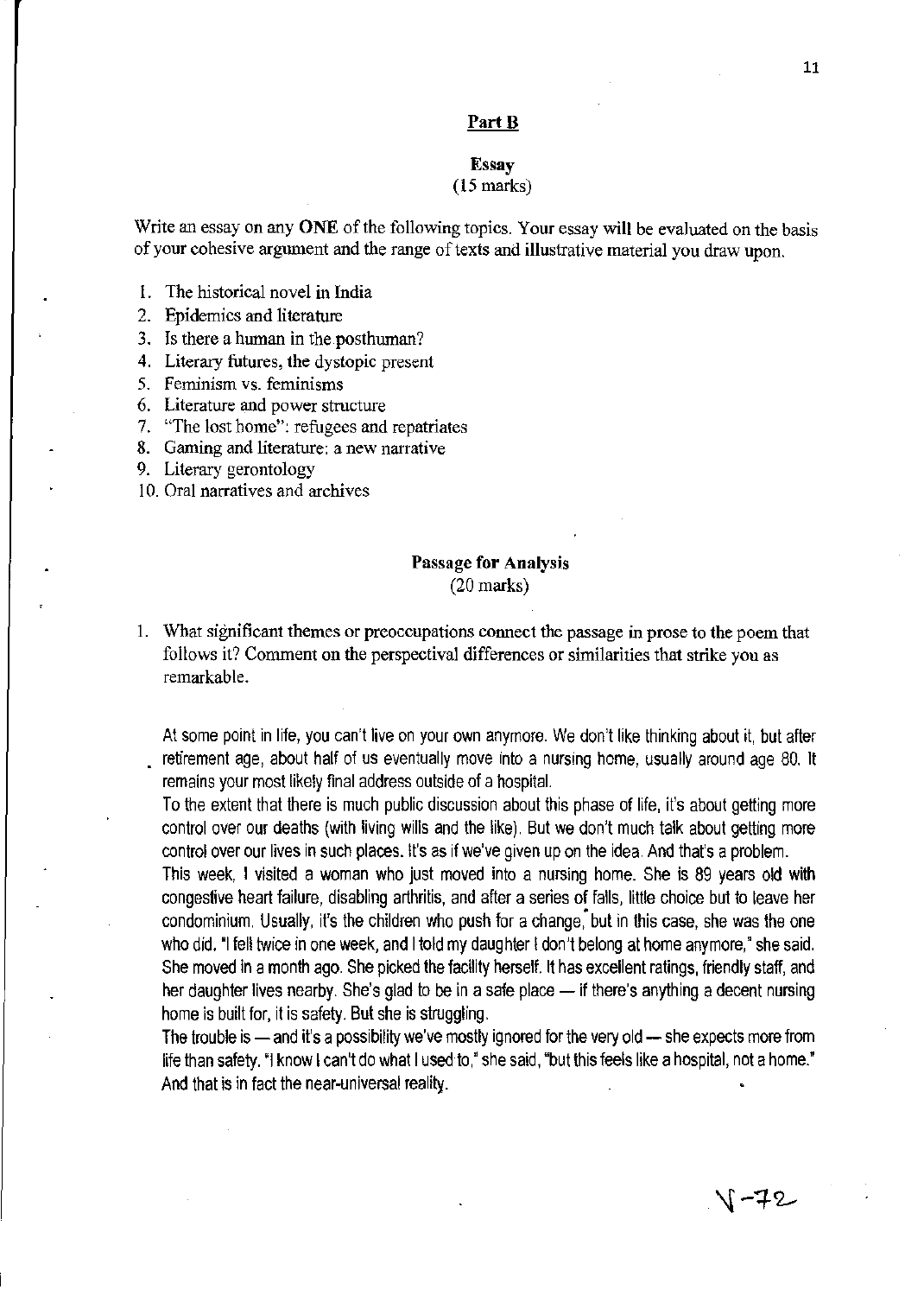## Part B

### Essay
(15 marks)

Write an essay on any **ONE** of the following topics. Your essay will be evaluated on the basis of your cohesive argument and the range of texts and illustrative material you draw upon.

1. The historical novel in India
2. Epidemics and literature
3. Is there a human in the posthuman?
4. Literary futures, the dystopic present
5. Feminism vs. feminisms
6. Literature and power structure
7. "The lost home": refugees and repatriates
8. Gaming and literature: a new narrative
9. Literary gerontology
10. Oral narratives and archives

### Passage for Analysis
(20 marks)

1. What significant themes or preoccupations connect the passage in prose to the poem that follows it? Comment on the perspectival differences or similarities that strike you as remarkable.

At some point in life, you can't live on your own anymore. We don't like thinking about it, but after retirement age, about half of us eventually move into a nursing home, usually around age 80. It remains your most likely final address outside of a hospital.

To the extent that there is much public discussion about this phase of life, it's about getting more control over our deaths (with living wills and the like). But we don't much talk about getting more control over our lives in such places. It's as if we've given up on the idea. And that's a problem.

This week, I visited a woman who just moved into a nursing home. She is 89 years old with congestive heart failure, disabling arthritis, and after a series of falls, little choice but to leave her condominium. Usually, it's the children who push for a change, but in this case, she was the one who did. "I fell twice in one week, and I told my daughter I don't belong at home anymore," she said. She moved in a month ago. She picked the facility herself. It has excellent ratings, friendly staff, and her daughter lives nearby. She's glad to be in a safe place — if there's anything a decent nursing home is built for, it is safety. But she is struggling.

The trouble is — and it's a possibility we've mostly ignored for the very old — she expects more from life than safety. "I know I can't do what I used to," she said, "but this feels like a hospital, not a home." And that is in fact the near-universal reality.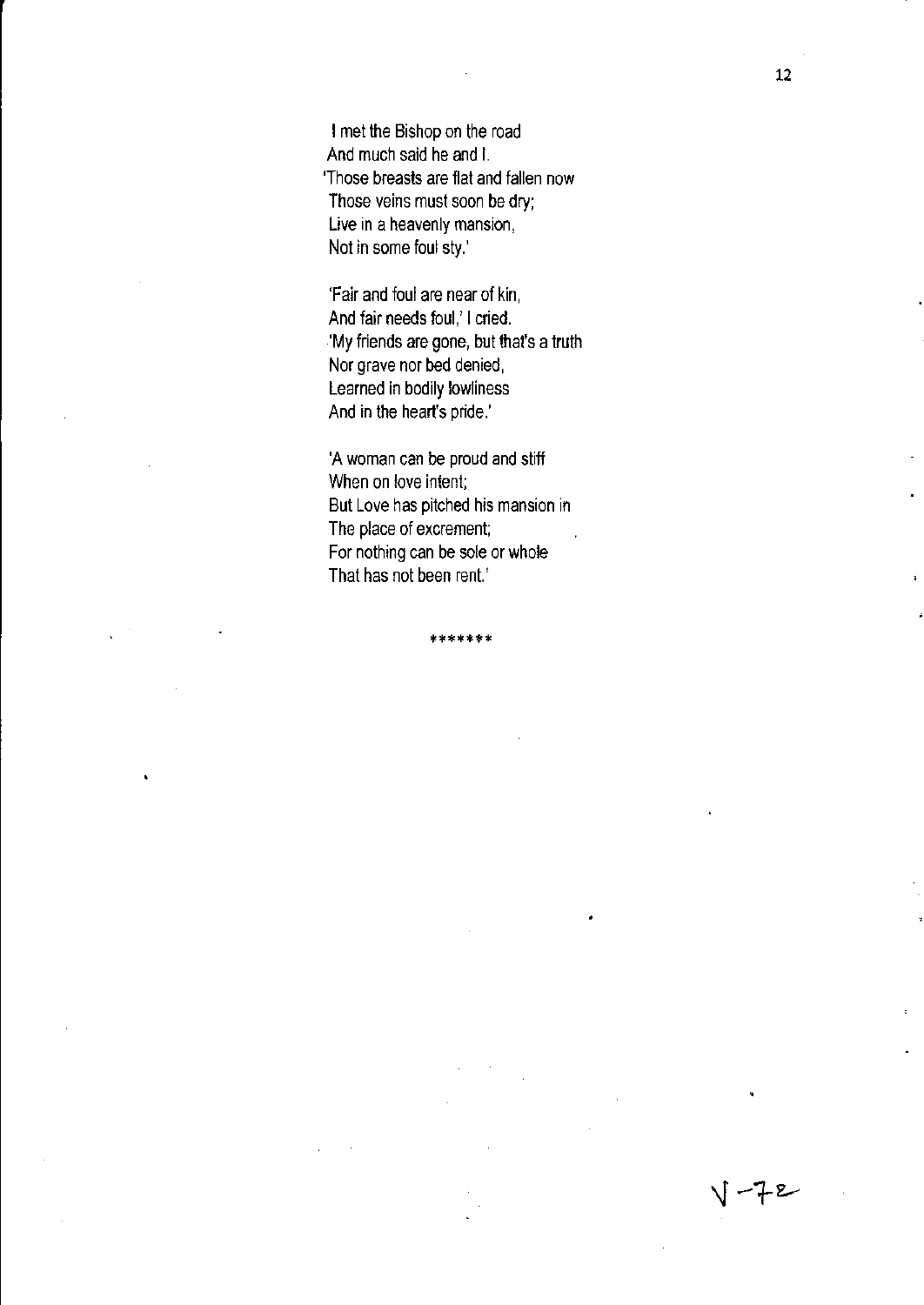I met the Bishop on the road  
And much said he and I.  
'Those breasts are flat and fallen now  
Those veins must soon be dry;  
Live in a heavenly mansion,  
Not in some foul sty.'

'Fair and foul are near of kin,  
And fair needs foul,' I cried.  
'My friends are gone, but that's a truth  
Nor grave nor bed denied,  
Learned in bodily lowliness  
And in the heart's pride.'

'A woman can be proud and stiff  
When on love intent;  
But Love has pitched his mansion in  
The place of excrement;  
For nothing can be sole or whole  
That has not been rent.'

*******

V-72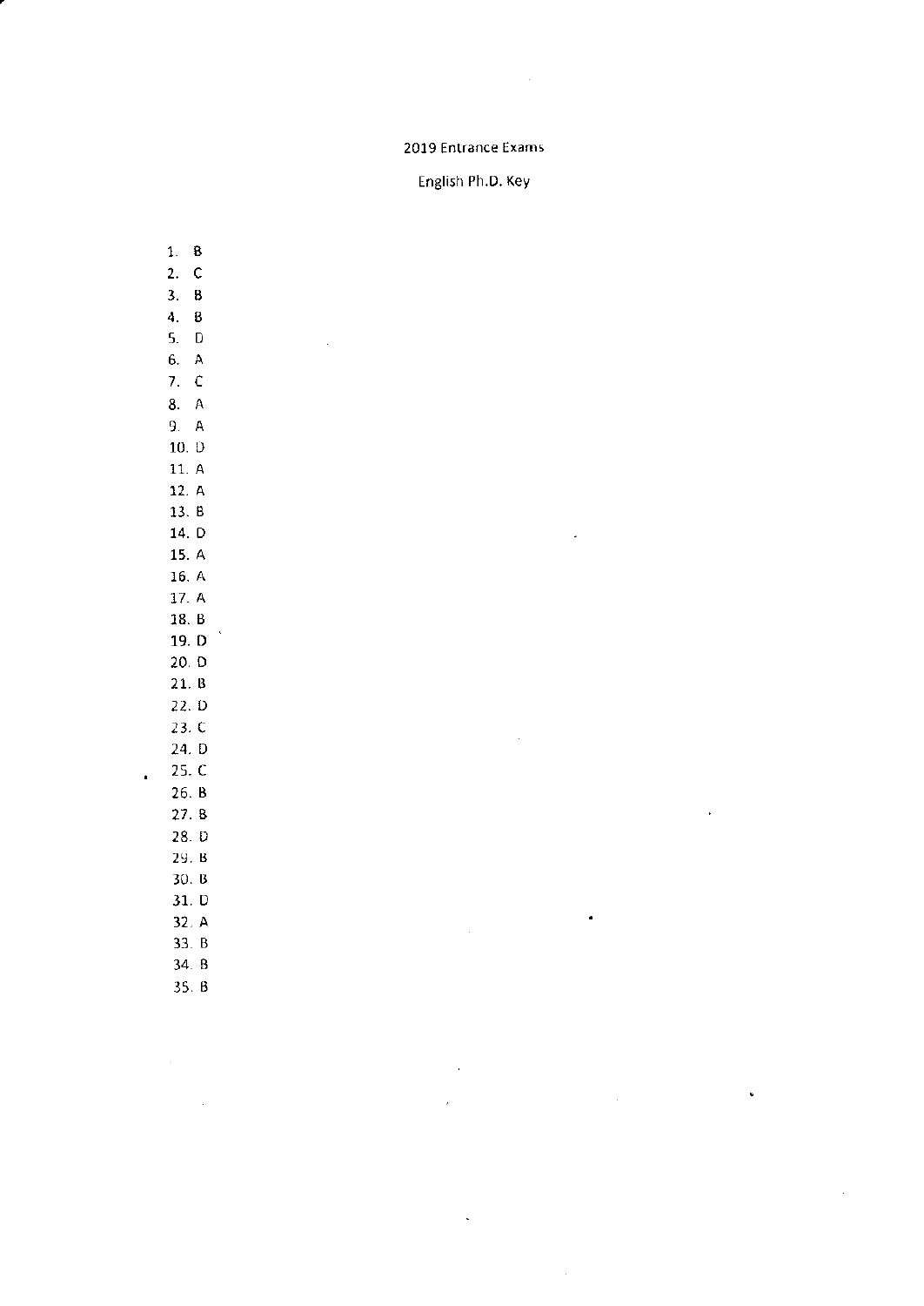2019 Entrance Exams

English Ph.D. Key

1. B
2. C
3. B
4. B
5. D
6. A
7. C
8. A
9. A
10. D
11. A
12. A
13. B
14. D
15. A
16. A
17. A
18. B
19. D
20. D
21. B
22. D
23. C
24. D
25. C
26. B
27. B
28. D
29. B
30. B
31. D
32. A
33. B
34. B
35. B